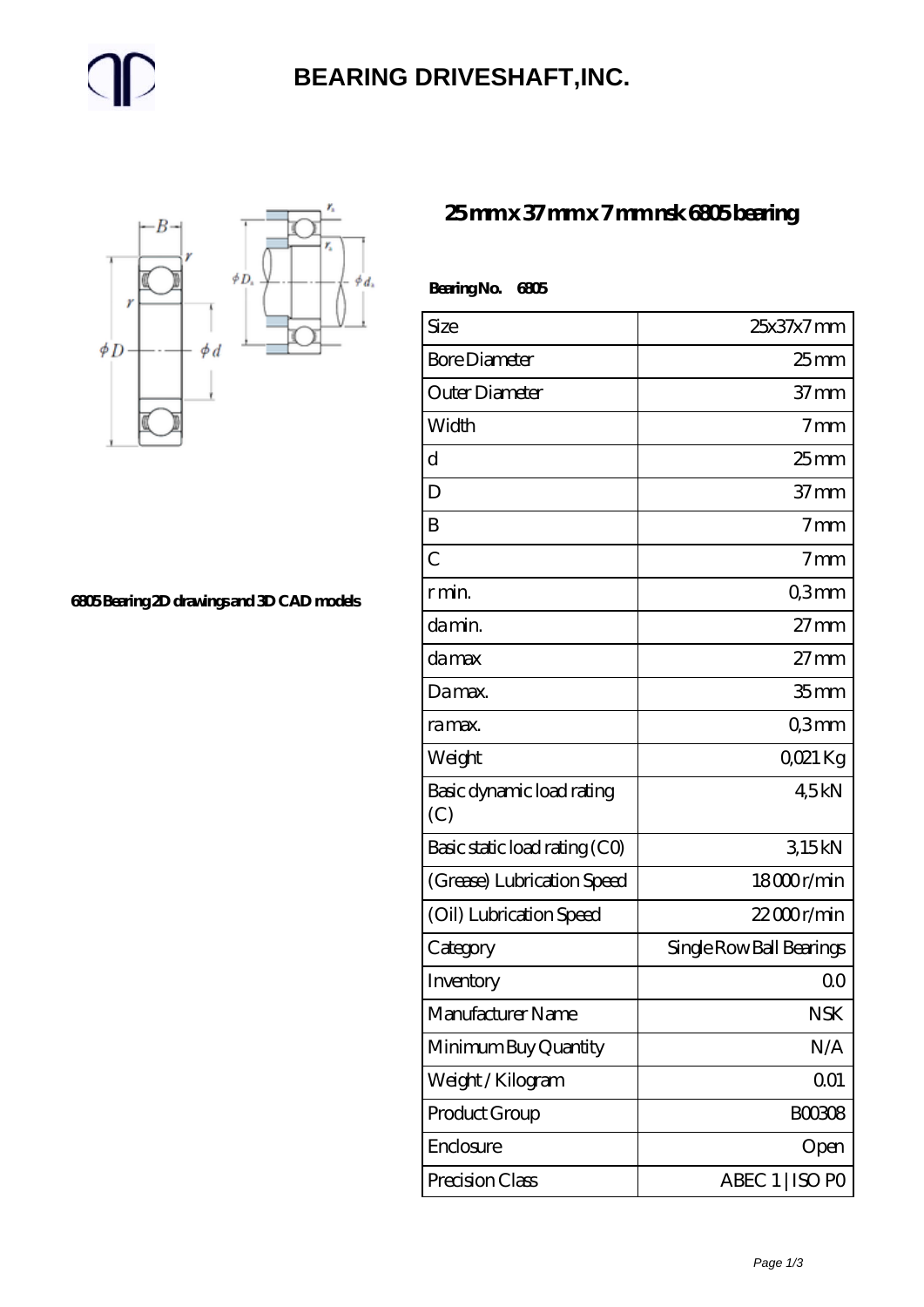# BEARING DRIVESHAFT,INC.

## 25 mm x 37 mm x 7 mm nsk 6805 bearing

6805 Bearing 2D drawings and 3D CAD models

**Bearing No. 6805**

| Size | 25x37x7 mm |
|---|---|
| Bore Diameter | 25 mm |
| Outer Diameter | 37 mm |
| Width | 7 mm |
| d | 25 mm |
| D | 37 mm |
| B | 7 mm |
| C | 7 mm |
| r min. | 0,3 mm |
| da min. | 27 mm |
| da max | 27 mm |
| Da max. | 35 mm |
| ra max. | 0,3 mm |
| Weight | 0,021 Kg |
| Basic dynamic load rating (C) | 4,5 kN |
| Basic static load rating (C0) | 3,15 kN |
| (Grease) Lubrication Speed | 18 000 r/min |
| (Oil) Lubrication Speed | 22 000 r/min |
| Category | Single Row Ball Bearings |
| Inventory | 0.0 |
| Manufacturer Name | NSK |
| Minimum Buy Quantity | N/A |
| Weight / Kilogram | 0.01 |
| Product Group | B00308 |
| Enclosure | Open |
| Precision Class | ABEC 1 \| ISO P0 |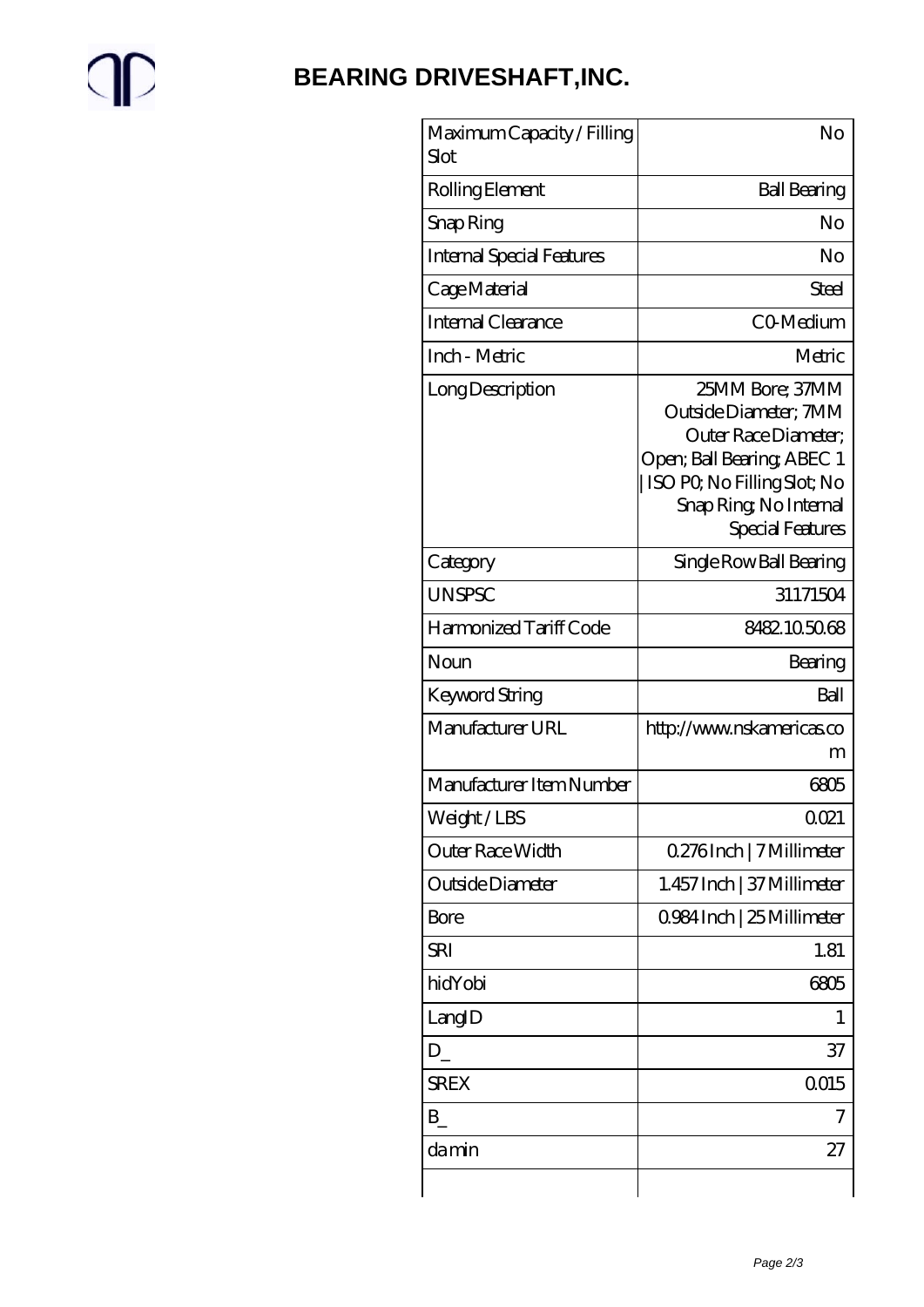# BEARING DRIVESHAFT,INC.

| | |
|---|---|
| Maximum Capacity / Filling Slot | No |
| Rolling Element | Ball Bearing |
| Snap Ring | No |
| Internal Special Features | No |
| Cage Material | Steel |
| Internal Clearance | C0-Medium |
| Inch - Metric | Metric |
| Long Description | 25MM Bore; 37MM Outside Diameter; 7MM Outer Race Diameter; Open; Ball Bearing; ABEC 1 \| ISO P0; No Filling Slot; No Snap Ring; No Internal Special Features |
| Category | Single Row Ball Bearing |
| UNSPSC | 31171504 |
| Harmonized Tariff Code | 8482.10.50.68 |
| Noun | Bearing |
| Keyword String | Ball |
| Manufacturer URL | http://www.nskamericas.com |
| Manufacturer Item Number | 6805 |
| Weight / LBS | 0.021 |
| Outer Race Width | 0.276 Inch \| 7 Millimeter |
| Outside Diameter | 1.457 Inch \| 37 Millimeter |
| Bore | 0.984 Inch \| 25 Millimeter |
| SRI | 1.81 |
| hidYobi | 6805 |
| LangID | 1 |
| D_ | 37 |
| SREX | 0.015 |
| B_ | 7 |
| da min | 27 |
| | |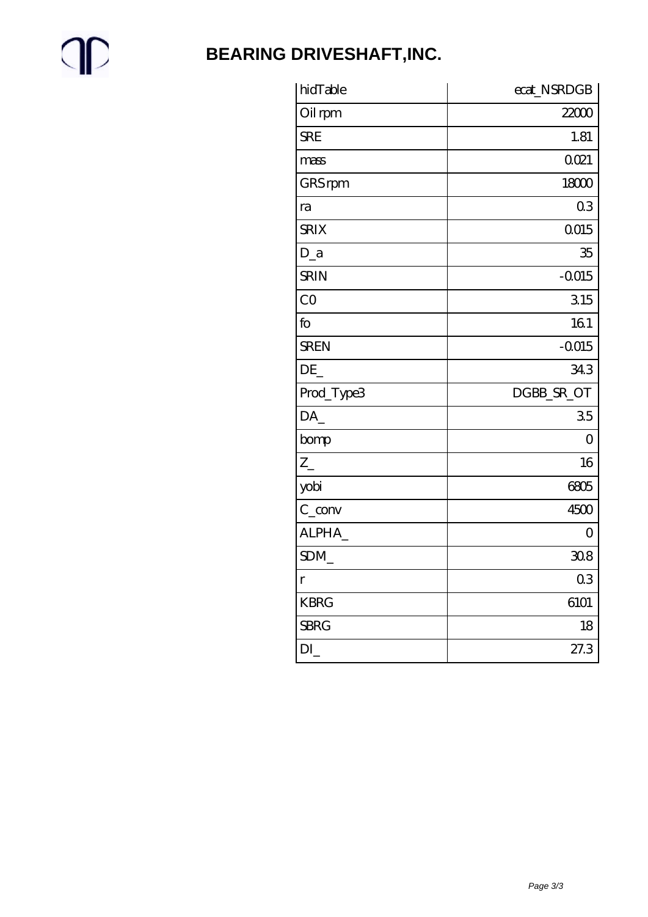# BEARING DRIVESHAFT,INC.

| | |
|---|---|
| hidTable | ecat_NSRDGB |
| Oil rpm | 22000 |
| SRE | 1.81 |
| mass | 0.021 |
| GRS rpm | 18000 |
| ra | 0.3 |
| SRIX | 0.015 |
| D_a | 35 |
| SRIN | -0.015 |
| C0 | 3.15 |
| fo | 16.1 |
| SREN | -0.015 |
| DE_ | 34.3 |
| Prod_Type3 | DGBB_SR_OT |
| DA_ | 3.5 |
| bomp | 0 |
| Z_ | 16 |
| yobi | 6805 |
| C_conv | 4500 |
| ALPHA_ | 0 |
| SDM_ | 30.8 |
| r | 0.3 |
| KBRG | 6101 |
| SBRG | 18 |
| DI_ | 27.3 |